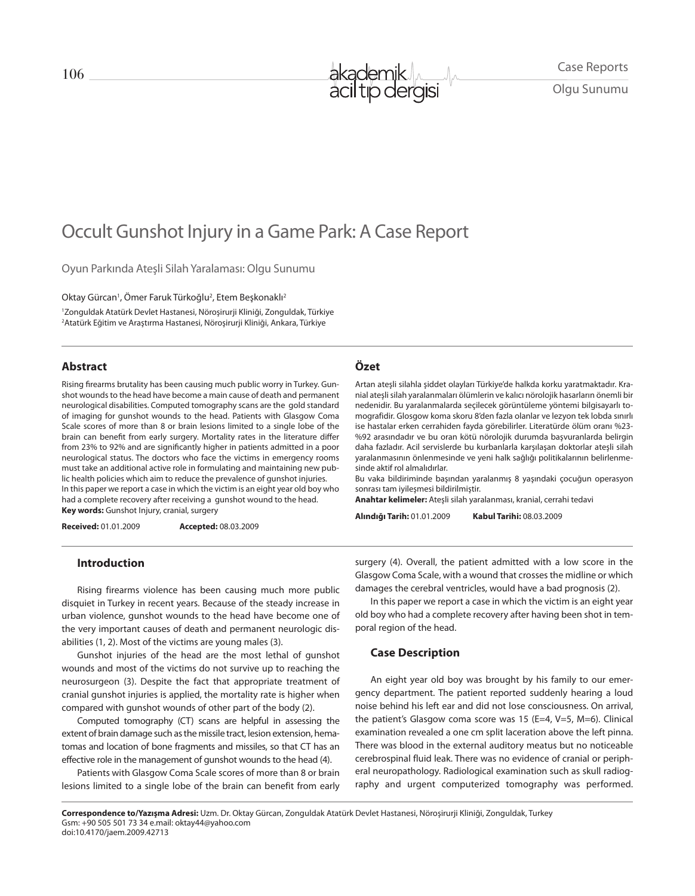Case Reports

Olgu Sunumu

# Occult Gunshot Injury in a Game Park: A Case Report

Oyun Parkında Ateşli Silah Yaralaması: Olgu Sunumu

Oktay Gürcan[1], Ömer Faruk Türkoğlu[2], Etem Beşkonaklı[2]

[1]Zonguldak Atatürk Devlet Hastanesi, Nöroşirurji Kliniği, Zonguldak, Türkiye
[2]Atatürk Eğitim ve Araştırma Hastanesi, Nöroşirurji Kliniği, Ankara, Türkiye

## Abstract

Rising firearms brutality has been causing much public worry in Turkey. Gunshot wounds to the head have become a main cause of death and permanent neurological disabilities. Computed tomography scans are the gold standard of imaging for gunshot wounds to the head. Patients with Glasgow Coma Scale scores of more than 8 or brain lesions limited to a single lobe of the brain can benefit from early surgery. Mortality rates in the literature differ from 23% to 92% and are significantly higher in patients admitted in a poor neurological status. The doctors who face the victims in emergency rooms must take an additional active role in formulating and maintaining new public health policies which aim to reduce the prevalence of gunshot injuries.
In this paper we report a case in which the victim is an eight year old boy who had a complete recovery after receiving a gunshot wound to the head.
**Key words:** Gunshot Injury, cranial, surgery

**Received:** 01.01.2009 **Accepted:** 08.03.2009

## Özet

Artan ateşli silahla şiddet olayları Türkiye'de halkda korku yaratmaktadır. Kranial ateşli silah yaralanmaları ölümlerin ve kalıcı nörolojik hasarların önemli bir nedenidir. Bu yaralanmalarda seçilecek görüntüleme yöntemi bilgisayarlı tomografidir. Glosgow koma skoru 8'den fazla olanlar ve lezyon tek lobda sınırlı ise hastalar erken cerrahiden fayda görebilirler. Literatürde ölüm oranı %23-%92 arasındadır ve bu oran kötü nörolojik durumda başvuranlarda belirgin daha fazladır. Acil servislerde bu kurbanlarla karşılaşan doktorlar ateşli silah yaralanmasının önlenmesinde ve yeni halk sağlığı politikalarının belirlenmesinde aktif rol almalıdırlar.
Bu vaka bildiriminde başından yaralanmış 8 yaşındaki çocuğun operasyon sonrası tam iyileşmesi bildirilmiştir.
**Anahtar kelimeler:** Ateşli silah yaralanması, kranial, cerrahi tedavi

**Alındığı Tarih:** 01.01.2009 **Kabul Tarihi:** 08.03.2009

## Introduction

Rising firearms violence has been causing much more public disquiet in Turkey in recent years. Because of the steady increase in urban violence, gunshot wounds to the head have become one of the very important causes of death and permanent neurologic disabilities (1, 2). Most of the victims are young males (3).

Gunshot injuries of the head are the most lethal of gunshot wounds and most of the victims do not survive up to reaching the neurosurgeon (3). Despite the fact that appropriate treatment of cranial gunshot injuries is applied, the mortality rate is higher when compared with gunshot wounds of other part of the body (2).

Computed tomography (CT) scans are helpful in assessing the extent of brain damage such as the missile tract, lesion extension, hematomas and location of bone fragments and missiles, so that CT has an effective role in the management of gunshot wounds to the head (4).

Patients with Glasgow Coma Scale scores of more than 8 or brain lesions limited to a single lobe of the brain can benefit from early surgery (4). Overall, the patient admitted with a low score in the Glasgow Coma Scale, with a wound that crosses the midline or which damages the cerebral ventricles, would have a bad prognosis (2).

In this paper we report a case in which the victim is an eight year old boy who had a complete recovery after having been shot in temporal region of the head.

## Case Description

An eight year old boy was brought by his family to our emergency department. The patient reported suddenly hearing a loud noise behind his left ear and did not lose consciousness. On arrival, the patient's Glasgow coma score was 15 (E=4, V=5, M=6). Clinical examination revealed a one cm split laceration above the left pinna. There was blood in the external auditory meatus but no noticeable cerebrospinal fluid leak. There was no evidence of cranial or peripheral neuropathology. Radiological examination such as skull radiography and urgent computerized tomography was performed.

**Correspondence to/Yazışma Adresi:** Uzm. Dr. Oktay Gürcan, Zonguldak Atatürk Devlet Hastanesi, Nöroşirurji Kliniği, Zonguldak, Turkey
Gsm: +90 505 501 73 34 e.mail: oktay44@yahoo.com
doi:10.4170/jaem.2009.42713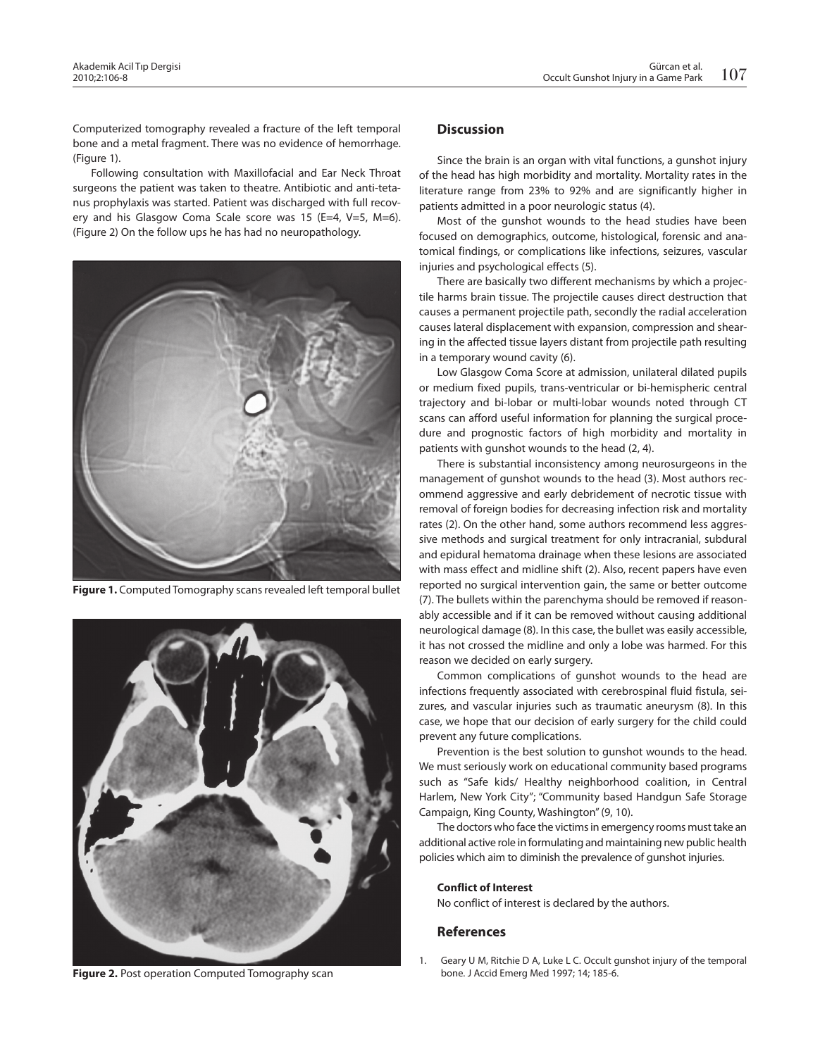Computerized tomography revealed a fracture of the left temporal bone and a metal fragment. There was no evidence of hemorrhage. (Figure 1).

Following consultation with Maxillofacial and Ear Neck Throat surgeons the patient was taken to theatre. Antibiotic and anti-tetanus prophylaxis was started. Patient was discharged with full recovery and his Glasgow Coma Scale score was 15 (E=4, V=5, M=6). (Figure 2) On the follow ups he has had no neuropathology.

**Figure 1.** Computed Tomography scans revealed left temporal bullet

**Figure 2.** Post operation Computed Tomography scan

## Discussion

Since the brain is an organ with vital functions, a gunshot injury of the head has high morbidity and mortality. Mortality rates in the literature range from 23% to 92% and are significantly higher in patients admitted in a poor neurologic status (4).

Most of the gunshot wounds to the head studies have been focused on demographics, outcome, histological, forensic and anatomical findings, or complications like infections, seizures, vascular injuries and psychological effects (5).

There are basically two different mechanisms by which a projectile harms brain tissue. The projectile causes direct destruction that causes a permanent projectile path, secondly the radial acceleration causes lateral displacement with expansion, compression and shearing in the affected tissue layers distant from projectile path resulting in a temporary wound cavity (6).

Low Glasgow Coma Score at admission, unilateral dilated pupils or medium fixed pupils, trans-ventricular or bi-hemispheric central trajectory and bi-lobar or multi-lobar wounds noted through CT scans can afford useful information for planning the surgical procedure and prognostic factors of high morbidity and mortality in patients with gunshot wounds to the head (2, 4).

There is substantial inconsistency among neurosurgeons in the management of gunshot wounds to the head (3). Most authors recommend aggressive and early debridement of necrotic tissue with removal of foreign bodies for decreasing infection risk and mortality rates (2). On the other hand, some authors recommend less aggressive methods and surgical treatment for only intracranial, subdural and epidural hematoma drainage when these lesions are associated with mass effect and midline shift (2). Also, recent papers have even reported no surgical intervention gain, the same or better outcome (7). The bullets within the parenchyma should be removed if reasonably accessible and if it can be removed without causing additional neurological damage (8). In this case, the bullet was easily accessible, it has not crossed the midline and only a lobe was harmed. For this reason we decided on early surgery.

Common complications of gunshot wounds to the head are infections frequently associated with cerebrospinal fluid fistula, seizures, and vascular injuries such as traumatic aneurysm (8). In this case, we hope that our decision of early surgery for the child could prevent any future complications.

Prevention is the best solution to gunshot wounds to the head. We must seriously work on educational community based programs such as "Safe kids/ Healthy neighborhood coalition, in Central Harlem, New York City"; "Community based Handgun Safe Storage Campaign, King County, Washington" (9, 10).

The doctors who face the victims in emergency rooms must take an additional active role in formulating and maintaining new public health policies which aim to diminish the prevalence of gunshot injuries.

#### Conflict of Interest

No conflict of interest is declared by the authors.

## References

1. Geary U M, Ritchie D A, Luke L C. Occult gunshot injury of the temporal bone. J Accid Emerg Med 1997; 14; 185-6.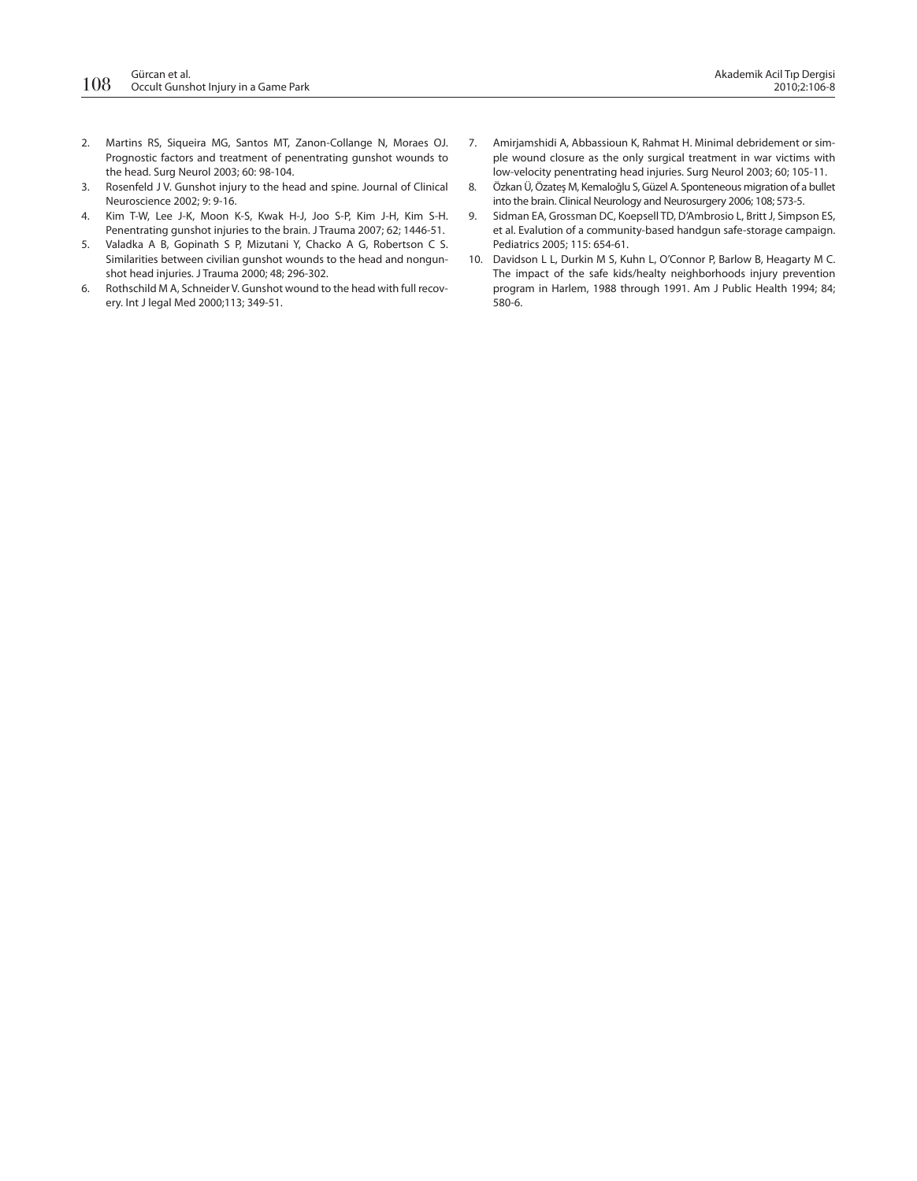2. Martins RS, Siqueira MG, Santos MT, Zanon-Collange N, Moraes OJ. Prognostic factors and treatment of penentrating gunshot wounds to the head. Surg Neurol 2003; 60: 98-104.
3. Rosenfeld J V. Gunshot injury to the head and spine. Journal of Clinical Neuroscience 2002; 9: 9-16.
4. Kim T-W, Lee J-K, Moon K-S, Kwak H-J, Joo S-P, Kim J-H, Kim S-H. Penentrating gunshot injuries to the brain. J Trauma 2007; 62; 1446-51.
5. Valadka A B, Gopinath S P, Mizutani Y, Chacko A G, Robertson C S. Similarities between civilian gunshot wounds to the head and nongunshot head injuries. J Trauma 2000; 48; 296-302.
6. Rothschild M A, Schneider V. Gunshot wound to the head with full recovery. Int J legal Med 2000;113; 349-51.
7. Amirjamshidi A, Abbassioun K, Rahmat H. Minimal debridement or simple wound closure as the only surgical treatment in war victims with low-velocity penentrating head injuries. Surg Neurol 2003; 60; 105-11.
8. Özkan Ü, Özateş M, Kemaloğlu S, Güzel A. Sponteneous migration of a bullet into the brain. Clinical Neurology and Neurosurgery 2006; 108; 573-5.
9. Sidman EA, Grossman DC, Koepsell TD, D'Ambrosio L, Britt J, Simpson ES, et al. Evalution of a community-based handgun safe-storage campaign. Pediatrics 2005; 115: 654-61.
10. Davidson L L, Durkin M S, Kuhn L, O'Connor P, Barlow B, Heagarty M C. The impact of the safe kids/healty neighborhoods injury prevention program in Harlem, 1988 through 1991. Am J Public Health 1994; 84; 580-6.